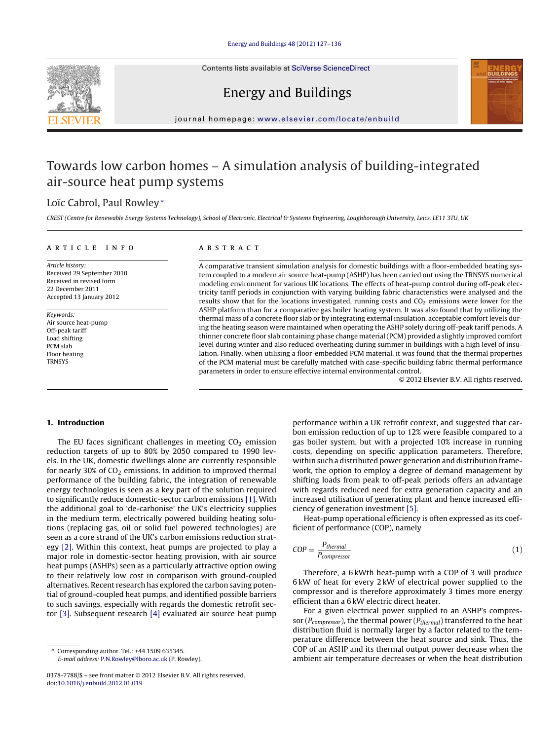# Towards low carbon homes – A simulation analysis of building-integrated air-source heat pump systems

Loïc Cabrol, Paul Rowley*

*CREST (Centre for Renewable Energy Systems Technology), School of Electronic, Electrical & Systems Engineering, Loughborough University, Leics. LE11 3TU, UK*

## ARTICLE INFO

*Article history:*
Received 29 September 2010
Received in revised form
22 December 2011
Accepted 13 January 2012

*Keywords:*
Air source heat-pump
Off-peak tariff
Load shifting
PCM slab
Floor heating
TRNSYS

## ABSTRACT

A comparative transient simulation analysis for domestic buildings with a floor-embedded heating system coupled to a modern air source heat-pump (ASHP) has been carried out using the TRNSYS numerical modeling environment for various UK locations. The effects of heat-pump control during off-peak electricity tariff periods in conjunction with varying building fabric characteristics were analysed and the results show that for the locations investigated, running costs and $CO_2$ emissions were lower for the ASHP platform than for a comparative gas boiler heating system. It was also found that by utilizing the thermal mass of a concrete floor slab or by integrating external insulation, acceptable comfort levels during the heating season were maintained when operating the ASHP solely during off-peak tariff periods. A thinner concrete floor slab containing phase change material (PCM) provided a slightly improved comfort level during winter and also reduced overheating during summer in buildings with a high level of insulation. Finally, when utilising a floor-embedded PCM material, it was found that the thermal properties of the PCM material must be carefully matched with case-specific building fabric thermal performance parameters in order to ensure effective internal environmental control.

© 2012 Elsevier B.V. All rights reserved.

## 1. Introduction

The EU faces significant challenges in meeting $CO_2$ emission reduction targets of up to 80% by 2050 compared to 1990 levels. In the UK, domestic dwellings alone are currently responsible for nearly 30% of $CO_2$ emissions. In addition to improved thermal performance of the building fabric, the integration of renewable energy technologies is seen as a key part of the solution required to significantly reduce domestic-sector carbon emissions [1]. With the additional goal to 'de-carbonise' the UK's electricity supplies in the medium term, electrically powered building heating solutions (replacing gas, oil or solid fuel powered technologies) are seen as a core strand of the UK's carbon emissions reduction strategy [2]. Within this context, heat pumps are projected to play a major role in domestic-sector heating provision, with air source heat pumps (ASHPs) seen as a particularly attractive option owing to their relatively low cost in comparison with ground-coupled alternatives. Recent research has explored the carbon saving potential of ground-coupled heat pumps, and identified possible barriers to such savings, especially with regards the domestic retrofit sector [3]. Subsequent research [4] evaluated air source heat pump performance within a UK retrofit context, and suggested that carbon emission reduction of up to 12% were feasible compared to a gas boiler system, but with a projected 10% increase in running costs, depending on specific application parameters. Therefore, within such a distributed power generation and distribution framework, the option to employ a degree of demand management by shifting loads from peak to off-peak periods offers an advantage with regards reduced need for extra generation capacity and an increased utilisation of generating plant and hence increased efficiency of generation investment [5].

Heat-pump operational efficiency is often expressed as its coefficient of performance (COP), namely

$$COP = \frac{P_{thermal}}{P_{compressor}} \tag{1}$$

Therefore, a 6 kWth heat-pump with a COP of 3 will produce 6 kW of heat for every 2 kW of electrical power supplied to the compressor and is therefore approximately 3 times more energy efficient than a 6 kW electric direct heater.

For a given electrical power supplied to an ASHP's compressor ($P_{compressor}$), the thermal power ($P_{thermal}$) transferred to the heat distribution fluid is normally larger by a factor related to the temperature difference between the heat source and sink. Thus, the COP of an ASHP and its thermal output power decrease when the ambient air temperature decreases or when the heat distribution

---

* Corresponding author. Tel.: +44 1509 635345.
*E-mail address:* P.N.Rowley@lboro.ac.uk (P. Rowley).

0378-7788/$ – see front matter © 2012 Elsevier B.V. All rights reserved.
doi:10.1016/j.enbuild.2012.01.019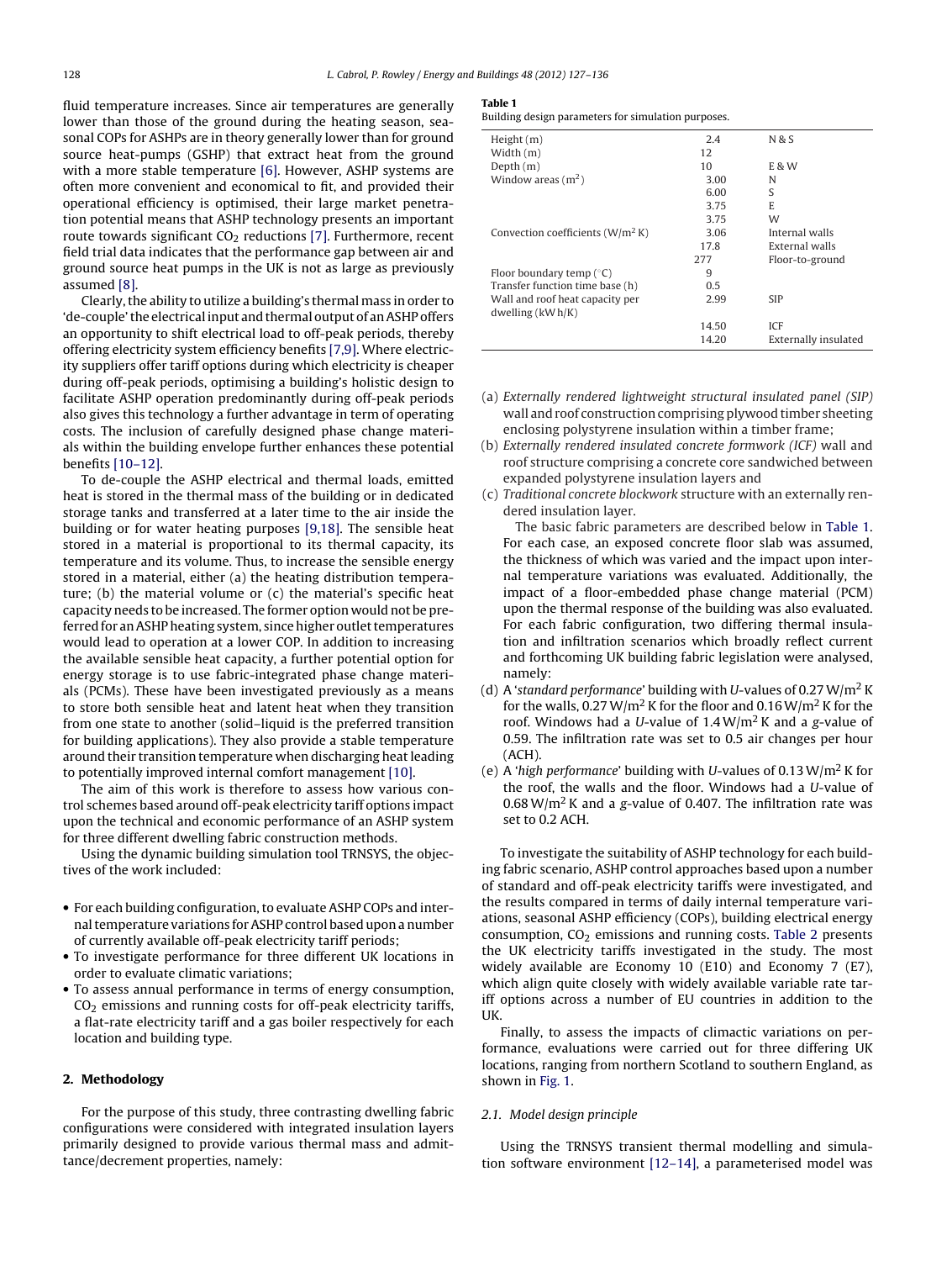fluid temperature increases. Since air temperatures are generally lower than those of the ground during the heating season, seasonal COPs for ASHPs are in theory generally lower than for ground source heat-pumps (GSHP) that extract heat from the ground with a more stable temperature [6]. However, ASHP systems are often more convenient and economical to fit, and provided their operational efficiency is optimised, their large market penetration potential means that ASHP technology presents an important route towards significant $CO_2$ reductions [7]. Furthermore, recent field trial data indicates that the performance gap between air and ground source heat pumps in the UK is not as large as previously assumed [8].

Clearly, the ability to utilize a building's thermal mass in order to 'de-couple' the electrical input and thermal output of an ASHP offers an opportunity to shift electrical load to off-peak periods, thereby offering electricity system efficiency benefits [7,9]. Where electricity suppliers offer tariff options during which electricity is cheaper during off-peak periods, optimising a building's holistic design to facilitate ASHP operation predominantly during off-peak periods also gives this technology a further advantage in term of operating costs. The inclusion of carefully designed phase change materials within the building envelope further enhances these potential benefits [10–12].

To de-couple the ASHP electrical and thermal loads, emitted heat is stored in the thermal mass of the building or in dedicated storage tanks and transferred at a later time to the air inside the building or for water heating purposes [9,18]. The sensible heat stored in a material is proportional to its thermal capacity, its temperature and its volume. Thus, to increase the sensible energy stored in a material, either (a) the heating distribution temperature; (b) the material volume or (c) the material's specific heat capacity needs to be increased. The former option would not be preferred for an ASHP heating system, since higher outlet temperatures would lead to operation at a lower COP. In addition to increasing the available sensible heat capacity, a further potential option for energy storage is to use fabric-integrated phase change materials (PCMs). These have been investigated previously as a means to store both sensible heat and latent heat when they transition from one state to another (solid–liquid is the preferred transition for building applications). They also provide a stable temperature around their transition temperature when discharging heat leading to potentially improved internal comfort management [10].

The aim of this work is therefore to assess how various control schemes based around off-peak electricity tariff options impact upon the technical and economic performance of an ASHP system for three different dwelling fabric construction methods.

Using the dynamic building simulation tool TRNSYS, the objectives of the work included:

- For each building configuration, to evaluate ASHP COPs and internal temperature variations for ASHP control based upon a number of currently available off-peak electricity tariff periods;
- To investigate performance for three different UK locations in order to evaluate climatic variations;
- To assess annual performance in terms of energy consumption, $CO_2$ emissions and running costs for off-peak electricity tariffs, a flat-rate electricity tariff and a gas boiler respectively for each location and building type.

## 2. Methodology

For the purpose of this study, three contrasting dwelling fabric configurations were considered with integrated insulation layers primarily designed to provide various thermal mass and admittance/decrement properties, namely:

**Table 1**
Building design parameters for simulation purposes.

| | | |
|---|---|---|
| Height (m) | 2.4 | N & S |
| Width (m) | 12 | |
| Depth (m) | 10 | E & W |
| Window areas ($m^2$) | 3.00 | N |
| | 6.00 | S |
| | 3.75 | E |
| | 3.75 | W |
| Convection coefficients ($W/m^2 K$) | 3.06 | Internal walls |
| | 17.8 | External walls |
| | 277 | Floor-to-ground |
| Floor boundary temp (°C) | 9 | |
| Transfer function time base (h) | 0.5 | |
| Wall and roof heat capacity per dwelling (kW h/K) | 2.99 | SIP |
| | 14.50 | ICF |
| | 14.20 | Externally insulated |

(a) *Externally rendered lightweight structural insulated panel (SIP)* wall and roof construction comprising plywood timber sheeting enclosing polystyrene insulation within a timber frame;
(b) *Externally rendered insulated concrete formwork (ICF)* wall and roof structure comprising a concrete core sandwiched between expanded polystyrene insulation layers and
(c) *Traditional concrete blockwork* structure with an externally rendered insulation layer.

The basic fabric parameters are described below in Table 1. For each case, an exposed concrete floor slab was assumed, the thickness of which was varied and the impact upon internal temperature variations was evaluated. Additionally, the impact of a floor-embedded phase change material (PCM) upon the thermal response of the building was also evaluated. For each fabric configuration, two differing thermal insulation and infiltration scenarios which broadly reflect current and forthcoming UK building fabric legislation were analysed, namely:

(d) A '*standard performance*' building with *U*-values of 0.27 $W/m^2 K$ for the walls, 0.27 $W/m^2 K$ for the floor and 0.16 $W/m^2 K$ for the roof. Windows had a *U*-value of 1.4 $W/m^2 K$ and a *g*-value of 0.59. The infiltration rate was set to 0.5 air changes per hour (ACH).
(e) A '*high performance*' building with *U*-values of 0.13 $W/m^2 K$ for the roof, the walls and the floor. Windows had a *U*-value of 0.68 $W/m^2 K$ and a *g*-value of 0.407. The infiltration rate was set to 0.2 ACH.

To investigate the suitability of ASHP technology for each building fabric scenario, ASHP control approaches based upon a number of standard and off-peak electricity tariffs were investigated, and the results compared in terms of daily internal temperature variations, seasonal ASHP efficiency (COPs), building electrical energy consumption, $CO_2$ emissions and running costs. Table 2 presents the UK electricity tariffs investigated in the study. The most widely available are Economy 10 (E10) and Economy 7 (E7), which align quite closely with widely available variable rate tariff options across a number of EU countries in addition to the UK.

Finally, to assess the impacts of climactic variations on performance, evaluations were carried out for three differing UK locations, ranging from northern Scotland to southern England, as shown in Fig. 1.

### 2.1. Model design principle

Using the TRNSYS transient thermal modelling and simulation software environment [12–14], a parameterised model was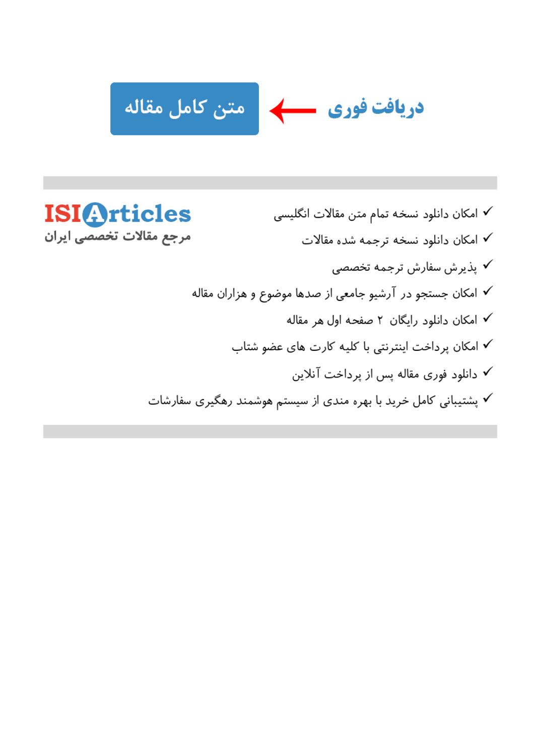دریافت فوری ← متن کامل مقاله

**ISIArticles**
مرجع مقالات تخصصی ایران

- ✓ امکان دانلود نسخه تمام متن مقالات انگلیسی
- ✓ امکان دانلود نسخه ترجمه شده مقالات
- ✓ پذیرش سفارش ترجمه تخصصی
- ✓ امکان جستجو در آرشیو جامعی از صدها موضوع و هزاران مقاله
- ✓ امکان دانلود رایگان ۲ صفحه اول هر مقاله
- ✓ امکان پرداخت اینترنتی با کلیه کارت های عضو شتاب
- ✓ دانلود فوری مقاله پس از پرداخت آنلاین
- ✓ پشتیبانی کامل خرید با بهره مندی از سیستم هوشمند رهگیری سفارشات